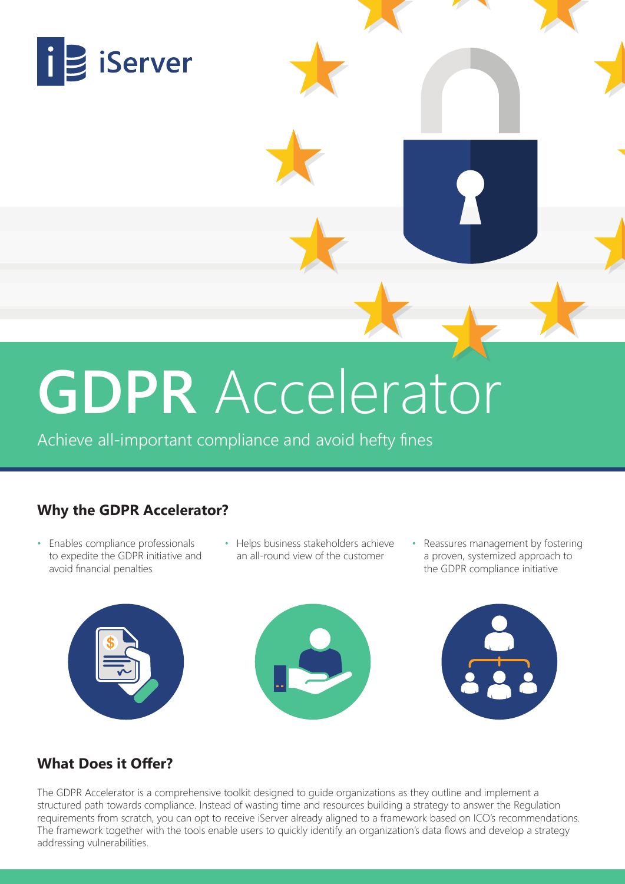iServer

# GDPR Accelerator

Achieve all-important compliance and avoid hefty fines

## Why the GDPR Accelerator?

- Enables compliance professionals to expedite the GDPR initiative and avoid financial penalties
- Helps business stakeholders achieve an all-round view of the customer
- Reassures management by fostering a proven, systemized approach to the GDPR compliance initiative

## What Does it Offer?

The GDPR Accelerator is a comprehensive toolkit designed to guide organizations as they outline and implement a structured path towards compliance. Instead of wasting time and resources building a strategy to answer the Regulation requirements from scratch, you can opt to receive iServer already aligned to a framework based on ICO's recommendations. The framework together with the tools enable users to quickly identify an organization's data flows and develop a strategy addressing vulnerabilities.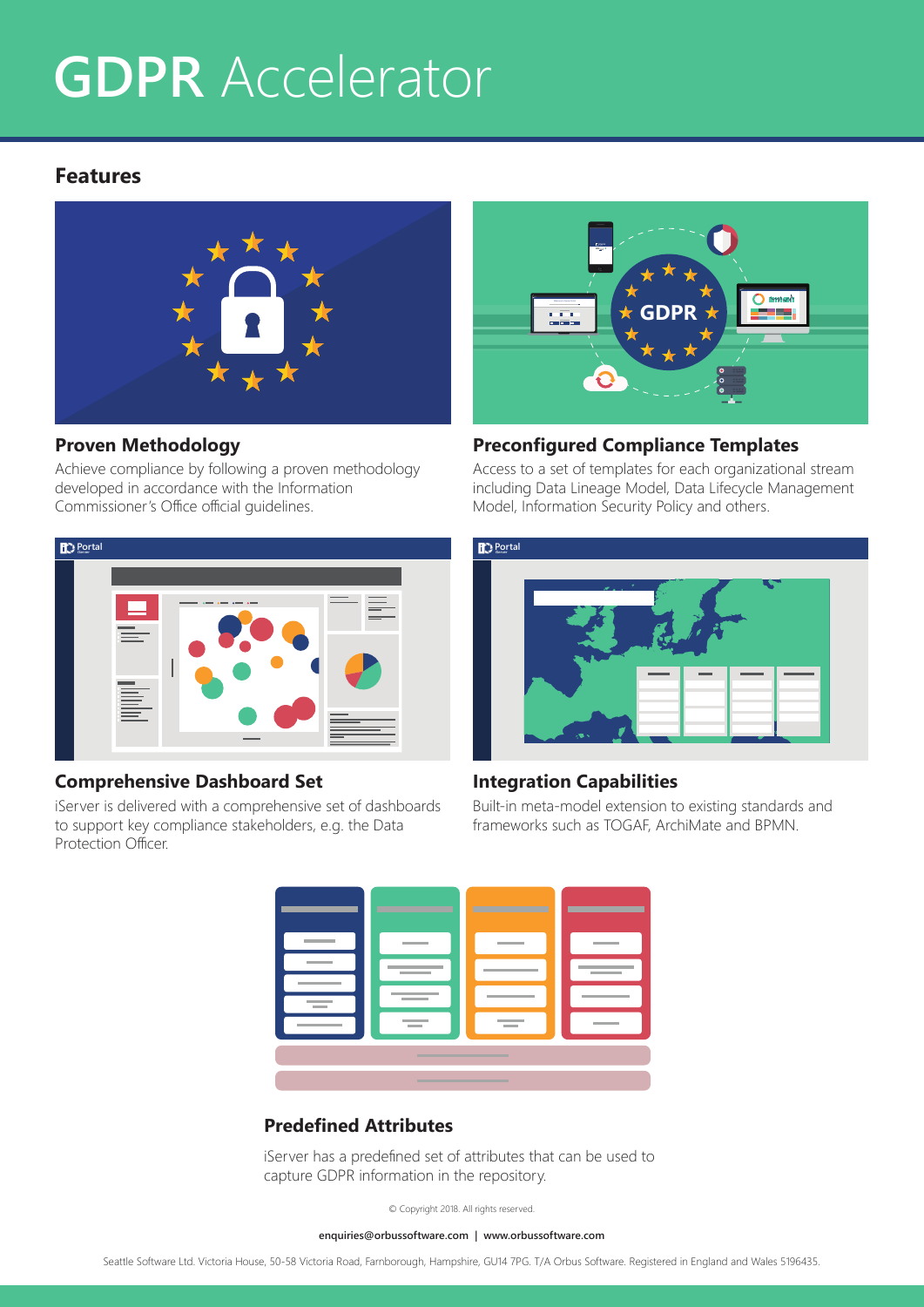# GDPR Accelerator

## Features

### Proven Methodology

Achieve compliance by following a proven methodology developed in accordance with the Information Commissioner's Office official guidelines.

### Preconfigured Compliance Templates

Access to a set of templates for each organizational stream including Data Lineage Model, Data Lifecycle Management Model, Information Security Policy and others.

### Comprehensive Dashboard Set

iServer is delivered with a comprehensive set of dashboards to support key compliance stakeholders, e.g. the Data Protection Officer.

### Integration Capabilities

Built-in meta-model extension to existing standards and frameworks such as TOGAF, ArchiMate and BPMN.

### Predefined Attributes

iServer has a predefined set of attributes that can be used to capture GDPR information in the repository.

© Copyright 2018. All rights reserved.

enquiries@orbussoftware.com | www.orbussoftware.com

Seattle Software Ltd. Victoria House, 50-58 Victoria Road, Farnborough, Hampshire, GU14 7PG. T/A Orbus Software. Registered in England and Wales 5196435.